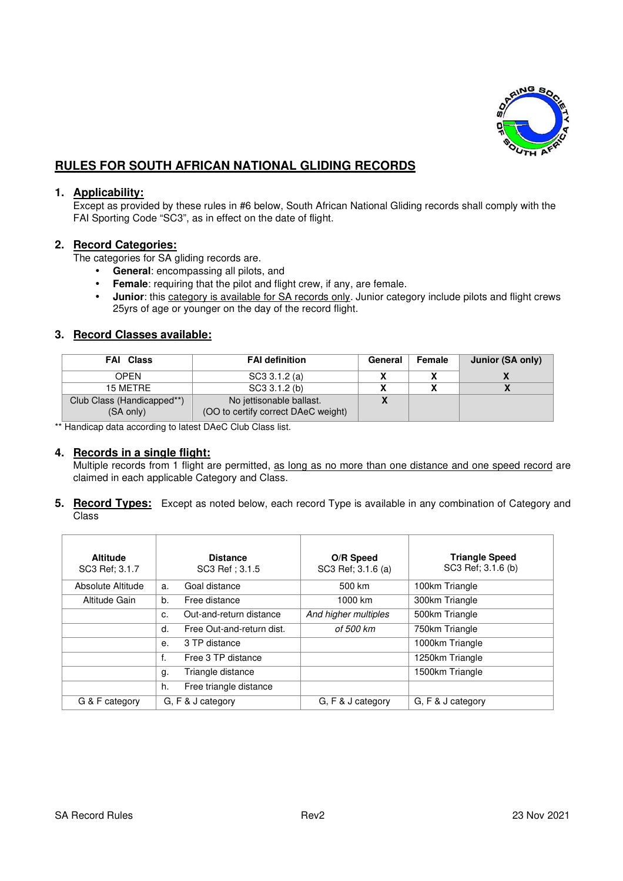# RULES FOR SOUTH AFRICAN NATIONAL GLIDING RECORDS

## 1. Applicability:

Except as provided by these rules in #6 below, South African National Gliding records shall comply with the FAI Sporting Code "SC3", as in effect on the date of flight.

## 2. Record Categories:

The categories for SA gliding records are.

- **General**: encompassing all pilots, and
- **Female**: requiring that the pilot and flight crew, if any, are female.
- **Junior**: this category is available for SA records only. Junior category include pilots and flight crews 25yrs of age or younger on the day of the record flight.

## 3. Record Classes available:

| FAI Class | FAI definition | General | Female | Junior (SA only) |
|---|---|---|---|---|
| OPEN | SC3 3.1.2 (a) | X | X | X |
| 15 METRE | SC3 3.1.2 (b) | X | X | X |
| Club Class (Handicapped**) (SA only) | No jettisonable ballast. (OO to certify correct DAeC weight) | X | | |

** Handicap data according to latest DAeC Club Class list.

## 4. Records in a single flight:

Multiple records from 1 flight are permitted, as long as no more than one distance and one speed record are claimed in each applicable Category and Class.

## 5. Record Types:

Except as noted below, each record Type is available in any combination of Category and Class

| Altitude SC3 Ref; 3.1.7 | Distance SC3 Ref ; 3.1.5 | O/R Speed SC3 Ref; 3.1.6 (a) | Triangle Speed SC3 Ref; 3.1.6 (b) |
|---|---|---|---|
| Absolute Altitude | a. Goal distance | 500 km | 100km Triangle |
| Altitude Gain | b. Free distance | 1000 km | 300km Triangle |
| | c. Out-and-return distance | *And higher multiples* | 500km Triangle |
| | d. Free Out-and-return dist. | *of 500 km* | 750km Triangle |
| | e. 3 TP distance | | 1000km Triangle |
| | f. Free 3 TP distance | | 1250km Triangle |
| | g. Triangle distance | | 1500km Triangle |
| | h. Free triangle distance | | |
| G & F category | G, F & J category | G, F & J category | G, F & J category |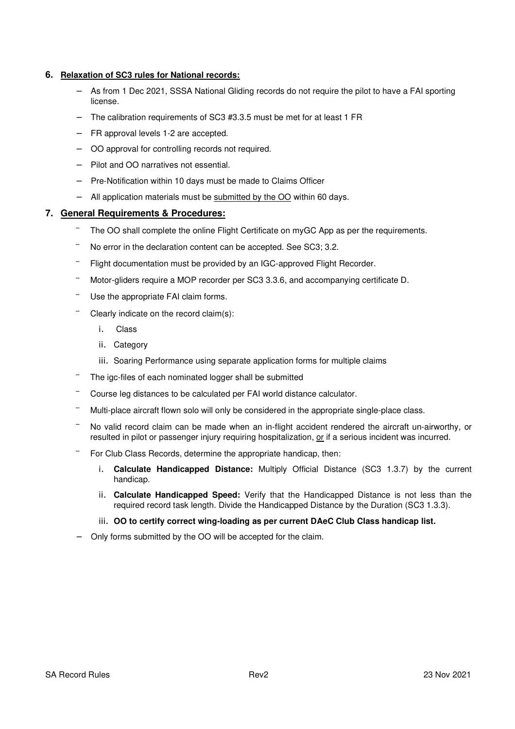## 6. Relaxation of SC3 rules for National records:

- As from 1 Dec 2021, SSSA National Gliding records do not require the pilot to have a FAI sporting license.
- The calibration requirements of SC3 #3.3.5 must be met for at least 1 FR
- FR approval levels 1-2 are accepted.
- OO approval for controlling records not required.
- Pilot and OO narratives not essential.
- Pre-Notification within 10 days must be made to Claims Officer
- All application materials must be submitted by the OO within 60 days.

## 7. General Requirements & Procedures:

- The OO shall complete the online Flight Certificate on myGC App as per the requirements.
- No error in the declaration content can be accepted. See SC3; 3.2.
- Flight documentation must be provided by an IGC-approved Flight Recorder.
- Motor-gliders require a MOP recorder per SC3 3.3.6, and accompanying certificate D.
- Use the appropriate FAI claim forms.
- Clearly indicate on the record claim(s):
  i. Class
  ii. Category
  iii. Soaring Performance using separate application forms for multiple claims
- The igc-files of each nominated logger shall be submitted
- Course leg distances to be calculated per FAI world distance calculator.
- Multi-place aircraft flown solo will only be considered in the appropriate single-place class.
- No valid record claim can be made when an in-flight accident rendered the aircraft un-airworthy, or resulted in pilot or passenger injury requiring hospitalization, or if a serious incident was incurred.
- For Club Class Records, determine the appropriate handicap, then:
  i. **Calculate Handicapped Distance:** Multiply Official Distance (SC3 1.3.7) by the current handicap.
  ii. **Calculate Handicapped Speed:** Verify that the Handicapped Distance is not less than the required record task length. Divide the Handicapped Distance by the Duration (SC3 1.3.3).
  iii. **OO to certify correct wing-loading as per current DAeC Club Class handicap list.**
- Only forms submitted by the OO will be accepted for the claim.